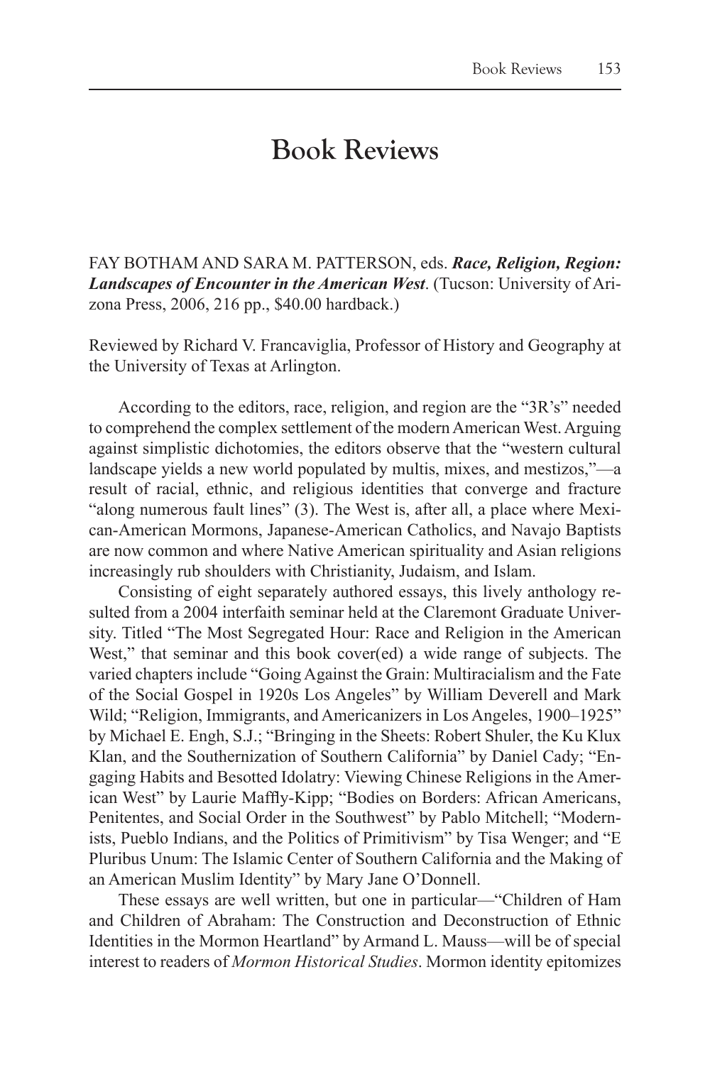# Book Reviews

FAY BOTHAM AND SARA M. PATTERSON, eds. ***Race, Religion, Region: Landscapes of Encounter in the American West***. (Tucson: University of Arizona Press, 2006, 216 pp., $40.00 hardback.)

Reviewed by Richard V. Francaviglia, Professor of History and Geography at the University of Texas at Arlington.

According to the editors, race, religion, and region are the "3R's" needed to comprehend the complex settlement of the modern American West. Arguing against simplistic dichotomies, the editors observe that the "western cultural landscape yields a new world populated by multis, mixes, and mestizos,"—a result of racial, ethnic, and religious identities that converge and fracture "along numerous fault lines" (3). The West is, after all, a place where Mexican-American Mormons, Japanese-American Catholics, and Navajo Baptists are now common and where Native American spirituality and Asian religions increasingly rub shoulders with Christianity, Judaism, and Islam.

Consisting of eight separately authored essays, this lively anthology resulted from a 2004 interfaith seminar held at the Claremont Graduate University. Titled "The Most Segregated Hour: Race and Religion in the American West," that seminar and this book cover(ed) a wide range of subjects. The varied chapters include "Going Against the Grain: Multiracialism and the Fate of the Social Gospel in 1920s Los Angeles" by William Deverell and Mark Wild; "Religion, Immigrants, and Americanizers in Los Angeles, 1900–1925" by Michael E. Engh, S.J.; "Bringing in the Sheets: Robert Shuler, the Ku Klux Klan, and the Southernization of Southern California" by Daniel Cady; "Engaging Habits and Besotted Idolatry: Viewing Chinese Religions in the American West" by Laurie Maffly-Kipp; "Bodies on Borders: African Americans, Penitentes, and Social Order in the Southwest" by Pablo Mitchell; "Modernists, Pueblo Indians, and the Politics of Primitivism" by Tisa Wenger; and "E Pluribus Unum: The Islamic Center of Southern California and the Making of an American Muslim Identity" by Mary Jane O'Donnell.

These essays are well written, but one in particular—"Children of Ham and Children of Abraham: The Construction and Deconstruction of Ethnic Identities in the Mormon Heartland" by Armand L. Mauss—will be of special interest to readers of *Mormon Historical Studies*. Mormon identity epitomizes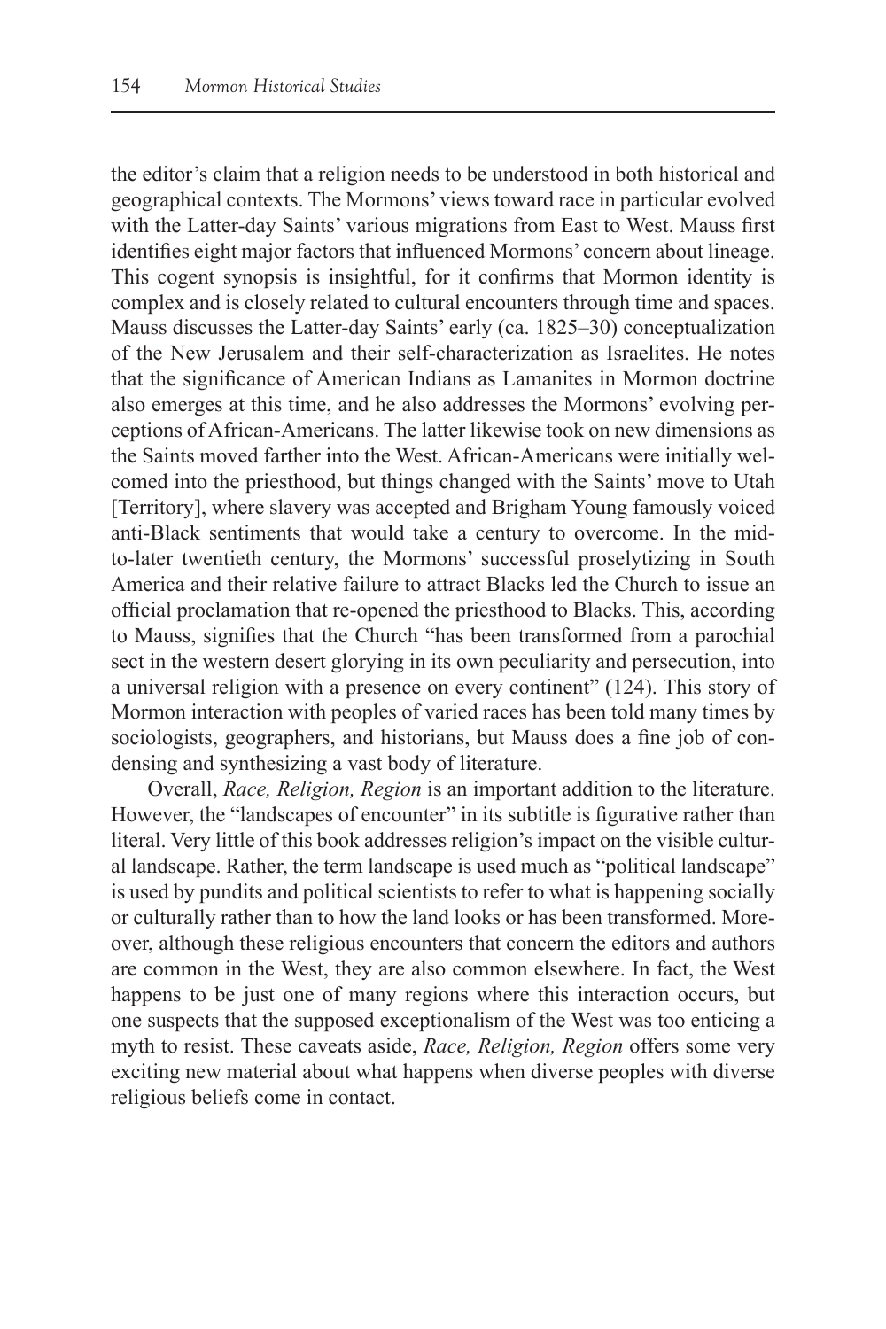the editor's claim that a religion needs to be understood in both historical and geographical contexts. The Mormons' views toward race in particular evolved with the Latter-day Saints' various migrations from East to West. Mauss first identifies eight major factors that influenced Mormons' concern about lineage. This cogent synopsis is insightful, for it confirms that Mormon identity is complex and is closely related to cultural encounters through time and spaces. Mauss discusses the Latter-day Saints' early (ca. 1825–30) conceptualization of the New Jerusalem and their self-characterization as Israelites. He notes that the significance of American Indians as Lamanites in Mormon doctrine also emerges at this time, and he also addresses the Mormons' evolving perceptions of African-Americans. The latter likewise took on new dimensions as the Saints moved farther into the West. African-Americans were initially welcomed into the priesthood, but things changed with the Saints' move to Utah [Territory], where slavery was accepted and Brigham Young famously voiced anti-Black sentiments that would take a century to overcome. In the mid-to-later twentieth century, the Mormons' successful proselytizing in South America and their relative failure to attract Blacks led the Church to issue an official proclamation that re-opened the priesthood to Blacks. This, according to Mauss, signifies that the Church "has been transformed from a parochial sect in the western desert glorying in its own peculiarity and persecution, into a universal religion with a presence on every continent" (124). This story of Mormon interaction with peoples of varied races has been told many times by sociologists, geographers, and historians, but Mauss does a fine job of condensing and synthesizing a vast body of literature.

Overall, *Race, Religion, Region* is an important addition to the literature. However, the "landscapes of encounter" in its subtitle is figurative rather than literal. Very little of this book addresses religion's impact on the visible cultural landscape. Rather, the term landscape is used much as "political landscape" is used by pundits and political scientists to refer to what is happening socially or culturally rather than to how the land looks or has been transformed. Moreover, although these religious encounters that concern the editors and authors are common in the West, they are also common elsewhere. In fact, the West happens to be just one of many regions where this interaction occurs, but one suspects that the supposed exceptionalism of the West was too enticing a myth to resist. These caveats aside, *Race, Religion, Region* offers some very exciting new material about what happens when diverse peoples with diverse religious beliefs come in contact.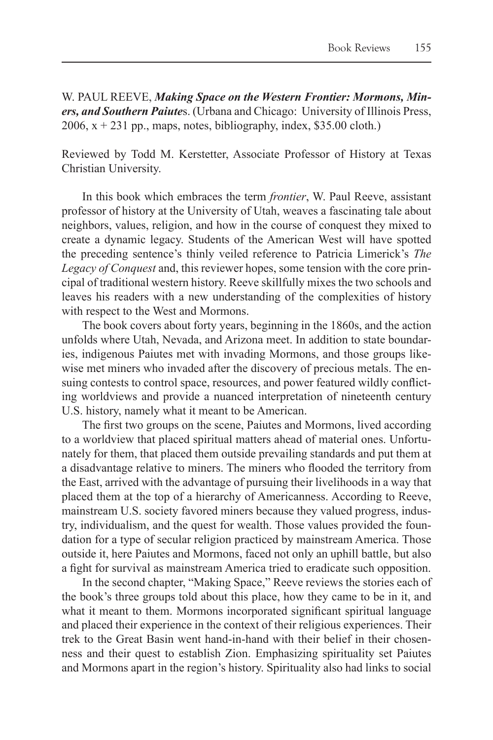W. PAUL REEVE, ***Making Space on the Western Frontier: Mormons, Miners, and Southern Paiutes***. (Urbana and Chicago: University of Illinois Press, 2006, x + 231 pp., maps, notes, bibliography, index, $35.00 cloth.)

Reviewed by Todd M. Kerstetter, Associate Professor of History at Texas Christian University.

In this book which embraces the term *frontier*, W. Paul Reeve, assistant professor of history at the University of Utah, weaves a fascinating tale about neighbors, values, religion, and how in the course of conquest they mixed to create a dynamic legacy. Students of the American West will have spotted the preceding sentence's thinly veiled reference to Patricia Limerick's *The Legacy of Conquest* and, this reviewer hopes, some tension with the core principal of traditional western history. Reeve skillfully mixes the two schools and leaves his readers with a new understanding of the complexities of history with respect to the West and Mormons.

The book covers about forty years, beginning in the 1860s, and the action unfolds where Utah, Nevada, and Arizona meet. In addition to state boundaries, indigenous Paiutes met with invading Mormons, and those groups likewise met miners who invaded after the discovery of precious metals. The ensuing contests to control space, resources, and power featured wildly conflicting worldviews and provide a nuanced interpretation of nineteenth century U.S. history, namely what it meant to be American.

The first two groups on the scene, Paiutes and Mormons, lived according to a worldview that placed spiritual matters ahead of material ones. Unfortunately for them, that placed them outside prevailing standards and put them at a disadvantage relative to miners. The miners who flooded the territory from the East, arrived with the advantage of pursuing their livelihoods in a way that placed them at the top of a hierarchy of Americanness. According to Reeve, mainstream U.S. society favored miners because they valued progress, industry, individualism, and the quest for wealth. Those values provided the foundation for a type of secular religion practiced by mainstream America. Those outside it, here Paiutes and Mormons, faced not only an uphill battle, but also a fight for survival as mainstream America tried to eradicate such opposition.

In the second chapter, "Making Space," Reeve reviews the stories each of the book's three groups told about this place, how they came to be in it, and what it meant to them. Mormons incorporated significant spiritual language and placed their experience in the context of their religious experiences. Their trek to the Great Basin went hand-in-hand with their belief in their chosenness and their quest to establish Zion. Emphasizing spirituality set Paiutes and Mormons apart in the region's history. Spirituality also had links to social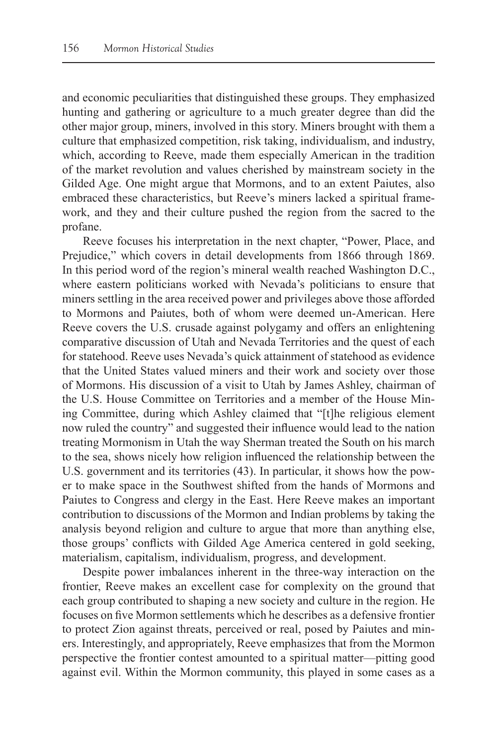and economic peculiarities that distinguished these groups. They emphasized hunting and gathering or agriculture to a much greater degree than did the other major group, miners, involved in this story. Miners brought with them a culture that emphasized competition, risk taking, individualism, and industry, which, according to Reeve, made them especially American in the tradition of the market revolution and values cherished by mainstream society in the Gilded Age. One might argue that Mormons, and to an extent Paiutes, also embraced these characteristics, but Reeve's miners lacked a spiritual framework, and they and their culture pushed the region from the sacred to the profane.

Reeve focuses his interpretation in the next chapter, "Power, Place, and Prejudice," which covers in detail developments from 1866 through 1869. In this period word of the region's mineral wealth reached Washington D.C., where eastern politicians worked with Nevada's politicians to ensure that miners settling in the area received power and privileges above those afforded to Mormons and Paiutes, both of whom were deemed un-American. Here Reeve covers the U.S. crusade against polygamy and offers an enlightening comparative discussion of Utah and Nevada Territories and the quest of each for statehood. Reeve uses Nevada's quick attainment of statehood as evidence that the United States valued miners and their work and society over those of Mormons. His discussion of a visit to Utah by James Ashley, chairman of the U.S. House Committee on Territories and a member of the House Mining Committee, during which Ashley claimed that "[t]he religious element now ruled the country" and suggested their influence would lead to the nation treating Mormonism in Utah the way Sherman treated the South on his march to the sea, shows nicely how religion influenced the relationship between the U.S. government and its territories (43). In particular, it shows how the power to make space in the Southwest shifted from the hands of Mormons and Paiutes to Congress and clergy in the East. Here Reeve makes an important contribution to discussions of the Mormon and Indian problems by taking the analysis beyond religion and culture to argue that more than anything else, those groups' conflicts with Gilded Age America centered in gold seeking, materialism, capitalism, individualism, progress, and development.

Despite power imbalances inherent in the three-way interaction on the frontier, Reeve makes an excellent case for complexity on the ground that each group contributed to shaping a new society and culture in the region. He focuses on five Mormon settlements which he describes as a defensive frontier to protect Zion against threats, perceived or real, posed by Paiutes and miners. Interestingly, and appropriately, Reeve emphasizes that from the Mormon perspective the frontier contest amounted to a spiritual matter—pitting good against evil. Within the Mormon community, this played in some cases as a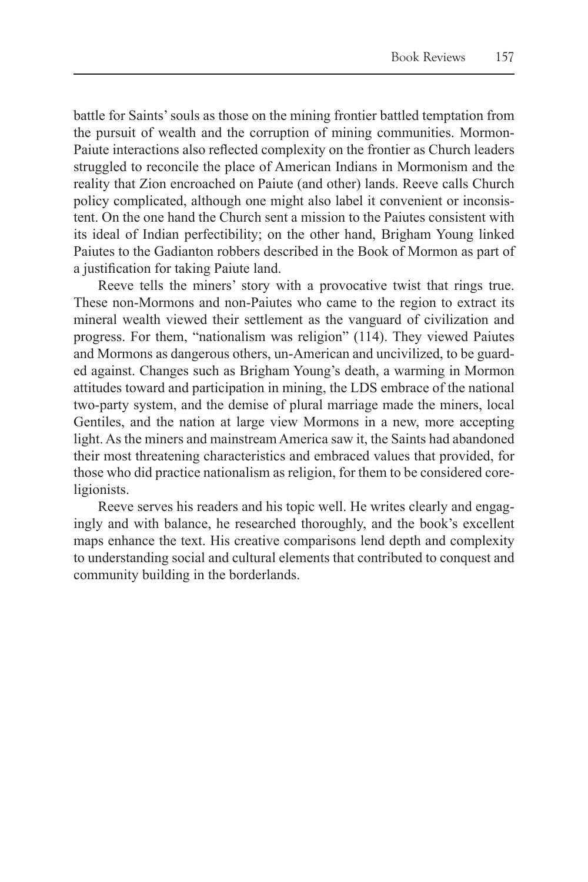battle for Saints' souls as those on the mining frontier battled temptation from the pursuit of wealth and the corruption of mining communities. Mormon-Paiute interactions also reflected complexity on the frontier as Church leaders struggled to reconcile the place of American Indians in Mormonism and the reality that Zion encroached on Paiute (and other) lands. Reeve calls Church policy complicated, although one might also label it convenient or inconsistent. On the one hand the Church sent a mission to the Paiutes consistent with its ideal of Indian perfectibility; on the other hand, Brigham Young linked Paiutes to the Gadianton robbers described in the Book of Mormon as part of a justification for taking Paiute land.

Reeve tells the miners' story with a provocative twist that rings true. These non-Mormons and non-Paiutes who came to the region to extract its mineral wealth viewed their settlement as the vanguard of civilization and progress. For them, "nationalism was religion" (114). They viewed Paiutes and Mormons as dangerous others, un-American and uncivilized, to be guarded against. Changes such as Brigham Young's death, a warming in Mormon attitudes toward and participation in mining, the LDS embrace of the national two-party system, and the demise of plural marriage made the miners, local Gentiles, and the nation at large view Mormons in a new, more accepting light. As the miners and mainstream America saw it, the Saints had abandoned their most threatening characteristics and embraced values that provided, for those who did practice nationalism as religion, for them to be considered coreligionists.

Reeve serves his readers and his topic well. He writes clearly and engagingly and with balance, he researched thoroughly, and the book's excellent maps enhance the text. His creative comparisons lend depth and complexity to understanding social and cultural elements that contributed to conquest and community building in the borderlands.